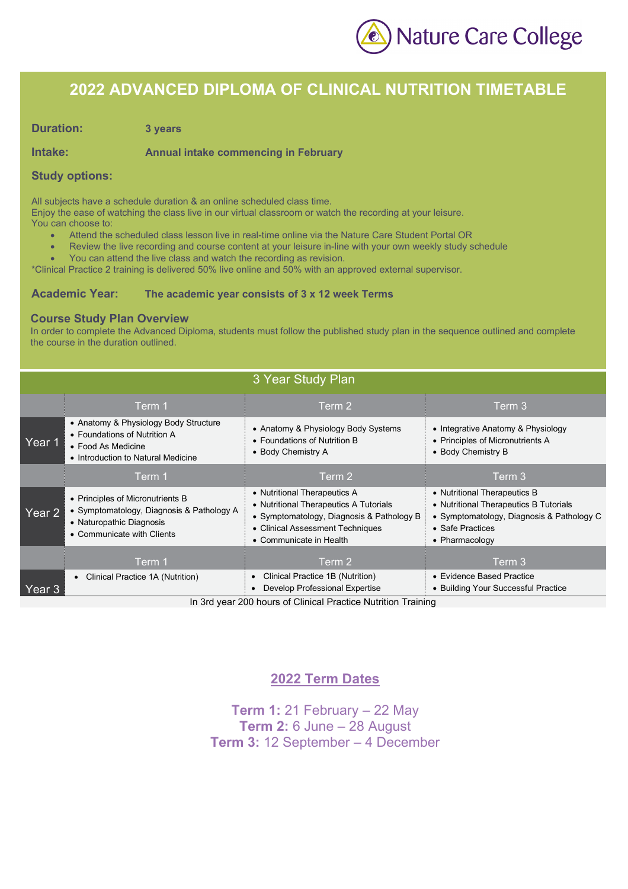Nature Care College

# 2022 ADVANCED DIPLOMA OF CLINICAL NUTRITION TIMETABLE

**Duration:** **3 years**

**Intake:** **Annual intake commencing in February**

**Study options:**

All subjects have a schedule duration & an online scheduled class time.
Enjoy the ease of watching the class live in our virtual classroom or watch the recording at your leisure.
You can choose to:

- Attend the scheduled class lesson live in real-time online via the Nature Care Student Portal OR
- Review the live recording and course content at your leisure in-line with your own weekly study schedule
- You can attend the live class and watch the recording as revision.

*Clinical Practice 2 training is delivered 50% live online and 50% with an approved external supervisor.

**Academic Year:** **The academic year consists of 3 x 12 week Terms**

## Course Study Plan Overview

In order to complete the Advanced Diploma, students must follow the published study plan in the sequence outlined and complete the course in the duration outlined.

### 3 Year Study Plan

| | Term 1 | Term 2 | Term 3 |
|---|---|---|---|
| Year 1 | • Anatomy & Physiology Body Structure<br>• Foundations of Nutrition A<br>• Food As Medicine<br>• Introduction to Natural Medicine | • Anatomy & Physiology Body Systems<br>• Foundations of Nutrition B<br>• Body Chemistry A | • Integrative Anatomy & Physiology<br>• Principles of Micronutrients A<br>• Body Chemistry B |
| | **Term 1** | **Term 2** | **Term 3** |
| Year 2 | • Principles of Micronutrients B<br>• Symptomatology, Diagnosis & Pathology A<br>• Naturopathic Diagnosis<br>• Communicate with Clients | • Nutritional Therapeutics A<br>• Nutritional Therapeutics A Tutorials<br>• Symptomatology, Diagnosis & Pathology B<br>• Clinical Assessment Techniques<br>• Communicate in Health | • Nutritional Therapeutics B<br>• Nutritional Therapeutics B Tutorials<br>• Symptomatology, Diagnosis & Pathology C<br>• Safe Practices<br>• Pharmacology |
| | **Term 1** | **Term 2** | **Term 3** |
| Year 3 | • Clinical Practice 1A (Nutrition) | • Clinical Practice 1B (Nutrition)<br>• Develop Professional Expertise | • Evidence Based Practice<br>• Building Your Successful Practice |

In 3rd year 200 hours of Clinical Practice Nutrition Training

## 2022 Term Dates

**Term 1:** 21 February – 22 May
**Term 2:** 6 June – 28 August
**Term 3:** 12 September – 4 December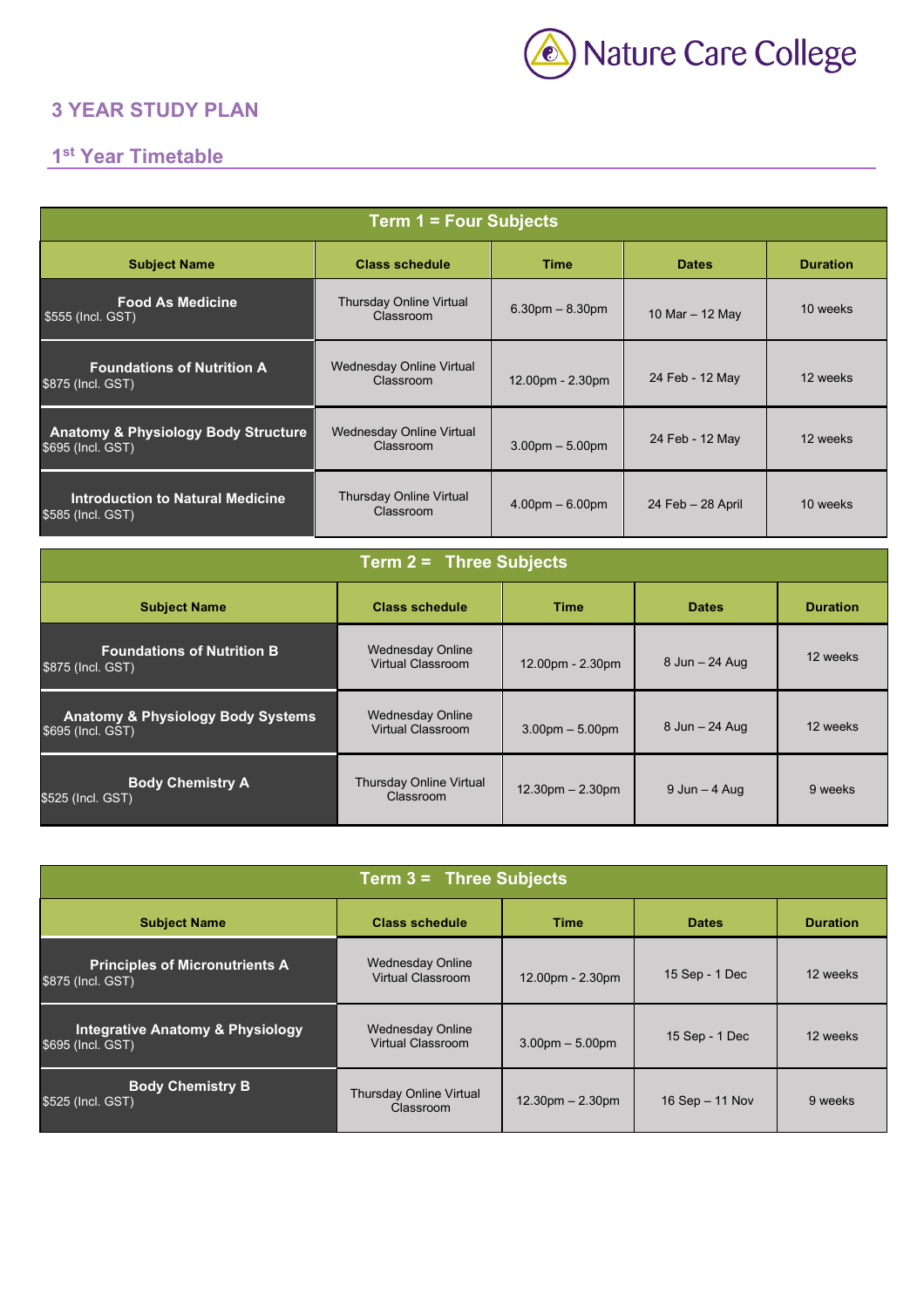Nature Care College

## 3 YEAR STUDY PLAN

### 1st Year Timetable

| Term 1 = Four Subjects | | | | |
|---|---|---|---|---|
| **Subject Name** | **Class schedule** | **Time** | **Dates** | **Duration** |
| **Food As Medicine** $555 (Incl. GST) | Thursday Online Virtual Classroom | 6.30pm – 8.30pm | 10 Mar – 12 May | 10 weeks |
| **Foundations of Nutrition A** $875 (Incl. GST) | Wednesday Online Virtual Classroom | 12.00pm - 2.30pm | 24 Feb - 12 May | 12 weeks |
| **Anatomy & Physiology Body Structure** $695 (Incl. GST) | Wednesday Online Virtual Classroom | 3.00pm – 5.00pm | 24 Feb - 12 May | 12 weeks |
| **Introduction to Natural Medicine** $585 (Incl. GST) | Thursday Online Virtual Classroom | 4.00pm – 6.00pm | 24 Feb – 28 April | 10 weeks |

| Term 2 = Three Subjects | | | | |
|---|---|---|---|---|
| **Subject Name** | **Class schedule** | **Time** | **Dates** | **Duration** |
| **Foundations of Nutrition B** $875 (Incl. GST) | Wednesday Online Virtual Classroom | 12.00pm - 2.30pm | 8 Jun – 24 Aug | 12 weeks |
| **Anatomy & Physiology Body Systems** $695 (Incl. GST) | Wednesday Online Virtual Classroom | 3.00pm – 5.00pm | 8 Jun – 24 Aug | 12 weeks |
| **Body Chemistry A** $525 (Incl. GST) | Thursday Online Virtual Classroom | 12.30pm – 2.30pm | 9 Jun – 4 Aug | 9 weeks |

| Term 3 = Three Subjects | | | | |
|---|---|---|---|---|
| **Subject Name** | **Class schedule** | **Time** | **Dates** | **Duration** |
| **Principles of Micronutrients A** $875 (Incl. GST) | Wednesday Online Virtual Classroom | 12.00pm - 2.30pm | 15 Sep - 1 Dec | 12 weeks |
| **Integrative Anatomy & Physiology** $695 (Incl. GST) | Wednesday Online Virtual Classroom | 3.00pm – 5.00pm | 15 Sep - 1 Dec | 12 weeks |
| **Body Chemistry B** $525 (Incl. GST) | Thursday Online Virtual Classroom | 12.30pm – 2.30pm | 16 Sep – 11 Nov | 9 weeks |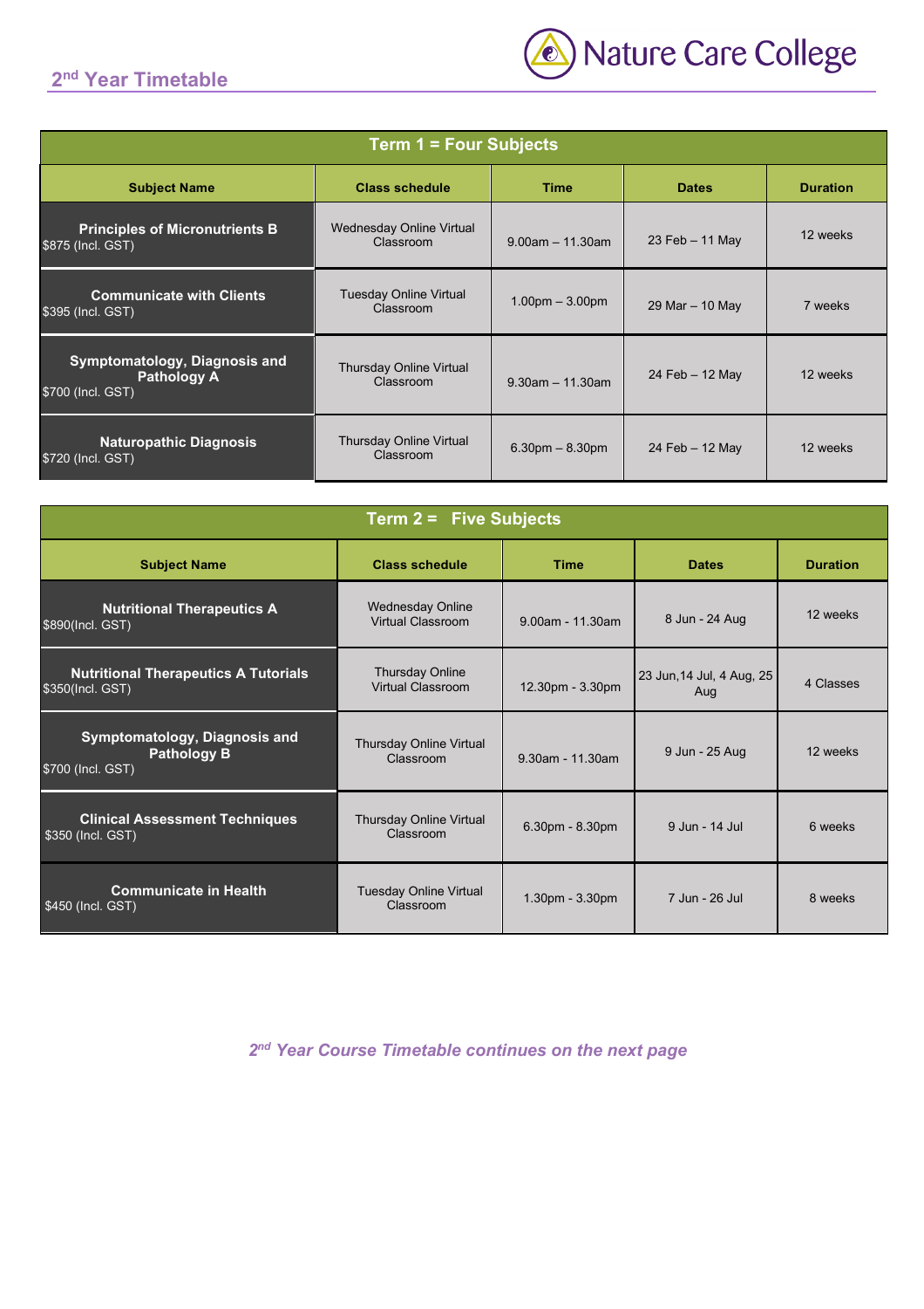## 2nd Year Timetable

| Term 1 = Four Subjects | | | | |
|---|---|---|---|---|
| **Subject Name** | **Class schedule** | **Time** | **Dates** | **Duration** |
| **Principles of Micronutrients B** $875 (Incl. GST) | Wednesday Online Virtual Classroom | 9.00am – 11.30am | 23 Feb – 11 May | 12 weeks |
| **Communicate with Clients** $395 (Incl. GST) | Tuesday Online Virtual Classroom | 1.00pm – 3.00pm | 29 Mar – 10 May | 7 weeks |
| **Symptomatology, Diagnosis and Pathology A** $700 (Incl. GST) | Thursday Online Virtual Classroom | 9.30am – 11.30am | 24 Feb – 12 May | 12 weeks |
| **Naturopathic Diagnosis** $720 (Incl. GST) | Thursday Online Virtual Classroom | 6.30pm – 8.30pm | 24 Feb – 12 May | 12 weeks |

| Term 2 = Five Subjects | | | | |
|---|---|---|---|---|
| **Subject Name** | **Class schedule** | **Time** | **Dates** | **Duration** |
| **Nutritional Therapeutics A** $890(Incl. GST) | Wednesday Online Virtual Classroom | 9.00am - 11.30am | 8 Jun - 24 Aug | 12 weeks |
| **Nutritional Therapeutics A Tutorials** $350(Incl. GST) | Thursday Online Virtual Classroom | 12.30pm - 3.30pm | 23 Jun,14 Jul, 4 Aug, 25 Aug | 4 Classes |
| **Symptomatology, Diagnosis and Pathology B** $700 (Incl. GST) | Thursday Online Virtual Classroom | 9.30am - 11.30am | 9 Jun - 25 Aug | 12 weeks |
| **Clinical Assessment Techniques** $350 (Incl. GST) | Thursday Online Virtual Classroom | 6.30pm - 8.30pm | 9 Jun - 14 Jul | 6 weeks |
| **Communicate in Health** $450 (Incl. GST) | Tuesday Online Virtual Classroom | 1.30pm - 3.30pm | 7 Jun - 26 Jul | 8 weeks |

***2nd Year Course Timetable continues on the next page***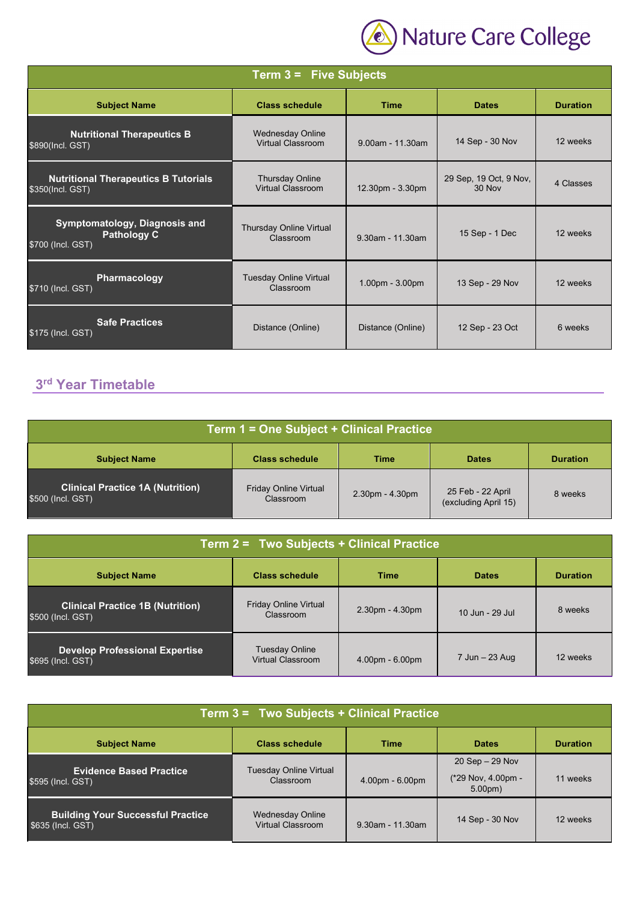| Term 3 = Five Subjects | | | | |
|---|---|---|---|---|
| **Subject Name** | **Class schedule** | **Time** | **Dates** | **Duration** |
| **Nutritional Therapeutics B** $890(Incl. GST) | Wednesday Online Virtual Classroom | 9.00am - 11.30am | 14 Sep - 30 Nov | 12 weeks |
| **Nutritional Therapeutics B Tutorials** $350(Incl. GST) | Thursday Online Virtual Classroom | 12.30pm - 3.30pm | 29 Sep, 19 Oct, 9 Nov, 30 Nov | 4 Classes |
| **Symptomatology, Diagnosis and Pathology C** $700 (Incl. GST) | Thursday Online Virtual Classroom | 9.30am - 11.30am | 15 Sep - 1 Dec | 12 weeks |
| **Pharmacology** $710 (Incl. GST) | Tuesday Online Virtual Classroom | 1.00pm - 3.00pm | 13 Sep - 29 Nov | 12 weeks |
| **Safe Practices** $175 (Incl. GST) | Distance (Online) | Distance (Online) | 12 Sep - 23 Oct | 6 weeks |

## 3rd Year Timetable

| Term 1 = One Subject + Clinical Practice | | | | |
|---|---|---|---|---|
| **Subject Name** | **Class schedule** | **Time** | **Dates** | **Duration** |
| **Clinical Practice 1A (Nutrition)** $500 (Incl. GST) | Friday Online Virtual Classroom | 2.30pm - 4.30pm | 25 Feb - 22 April (excluding April 15) | 8 weeks |

| Term 2 = Two Subjects + Clinical Practice | | | | |
|---|---|---|---|---|
| **Subject Name** | **Class schedule** | **Time** | **Dates** | **Duration** |
| **Clinical Practice 1B (Nutrition)** $500 (Incl. GST) | Friday Online Virtual Classroom | 2.30pm - 4.30pm | 10 Jun - 29 Jul | 8 weeks |
| **Develop Professional Expertise** $695 (Incl. GST) | Tuesday Online Virtual Classroom | 4.00pm - 6.00pm | 7 Jun – 23 Aug | 12 weeks |

| Term 3 = Two Subjects + Clinical Practice | | | | |
|---|---|---|---|---|
| **Subject Name** | **Class schedule** | **Time** | **Dates** | **Duration** |
| **Evidence Based Practice** $595 (Incl. GST) | Tuesday Online Virtual Classroom | 4.00pm - 6.00pm | 20 Sep – 29 Nov (*29 Nov, 4.00pm - 5.00pm) | 11 weeks |
| **Building Your Successful Practice** $635 (Incl. GST) | Wednesday Online Virtual Classroom | 9.30am - 11.30am | 14 Sep - 30 Nov | 12 weeks |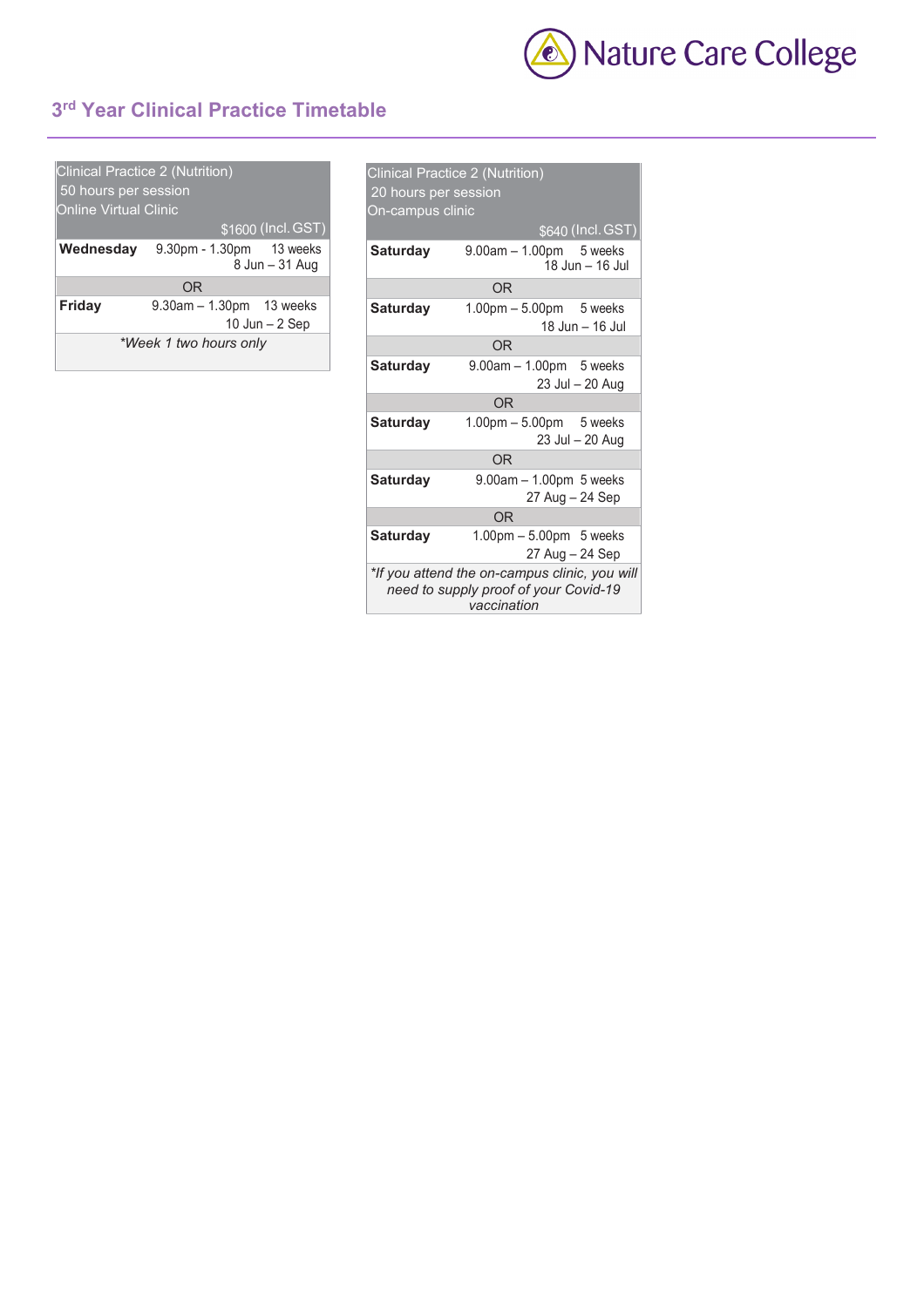Nature Care College

# 3rd Year Clinical Practice Timetable

| Clinical Practice 2 (Nutrition)<br>50 hours per session<br>Online Virtual Clinic<br>$1600 (Incl. GST) | | |
|---|---|---|
| **Wednesday** | 9.30pm - 1.30pm | 13 weeks<br>8 Jun – 31 Aug |
| OR | | |
| **Friday** | 9.30am – 1.30pm | 13 weeks<br>10 Jun – 2 Sep |
| *\*Week 1 two hours only* | | |

| Clinical Practice 2 (Nutrition)<br>20 hours per session<br>On-campus clinic<br>$640 (Incl. GST) | | |
|---|---|---|
| **Saturday** | 9.00am – 1.00pm | 5 weeks<br>18 Jun – 16 Jul |
| OR | | |
| **Saturday** | 1.00pm – 5.00pm | 5 weeks<br>18 Jun – 16 Jul |
| OR | | |
| **Saturday** | 9.00am – 1.00pm | 5 weeks<br>23 Jul – 20 Aug |
| OR | | |
| **Saturday** | 1.00pm – 5.00pm | 5 weeks<br>23 Jul – 20 Aug |
| OR | | |
| **Saturday** | 9.00am – 1.00pm | 5 weeks<br>27 Aug – 24 Sep |
| OR | | |
| **Saturday** | 1.00pm – 5.00pm | 5 weeks<br>27 Aug – 24 Sep |
| *\*If you attend the on-campus clinic, you will need to supply proof of your Covid-19 vaccination* | | |